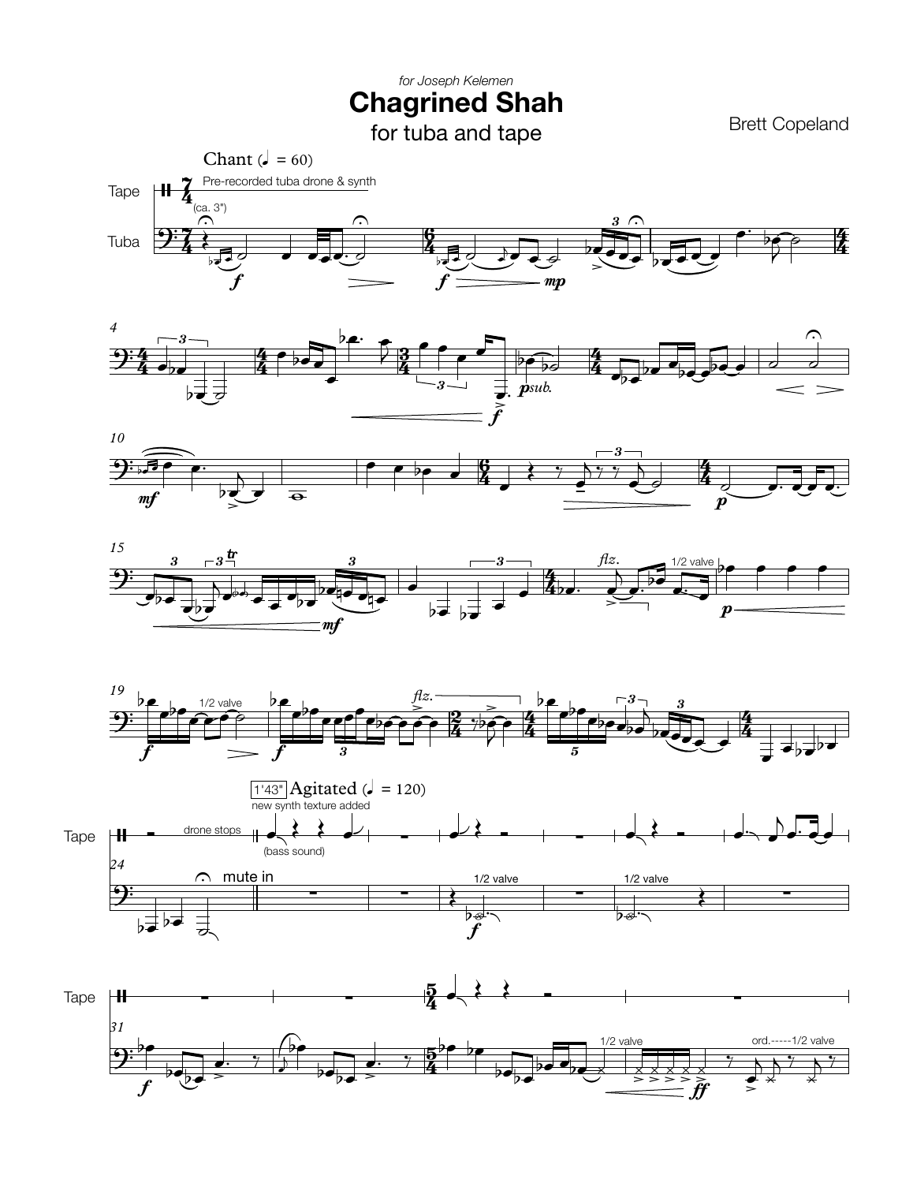*for Joseph Kelemen*

# Chagrined Shah

## for tuba and tape

Brett Copeland

Chant (♩ = 60)

Pre-recorded tuba drone & synth

(ca. 3")

1'43" Agitated (♩ = 120)

new synth texture added

drone stops

(bass sound)

mute in

1/2 valve

flz.

ord.-----1/2 valve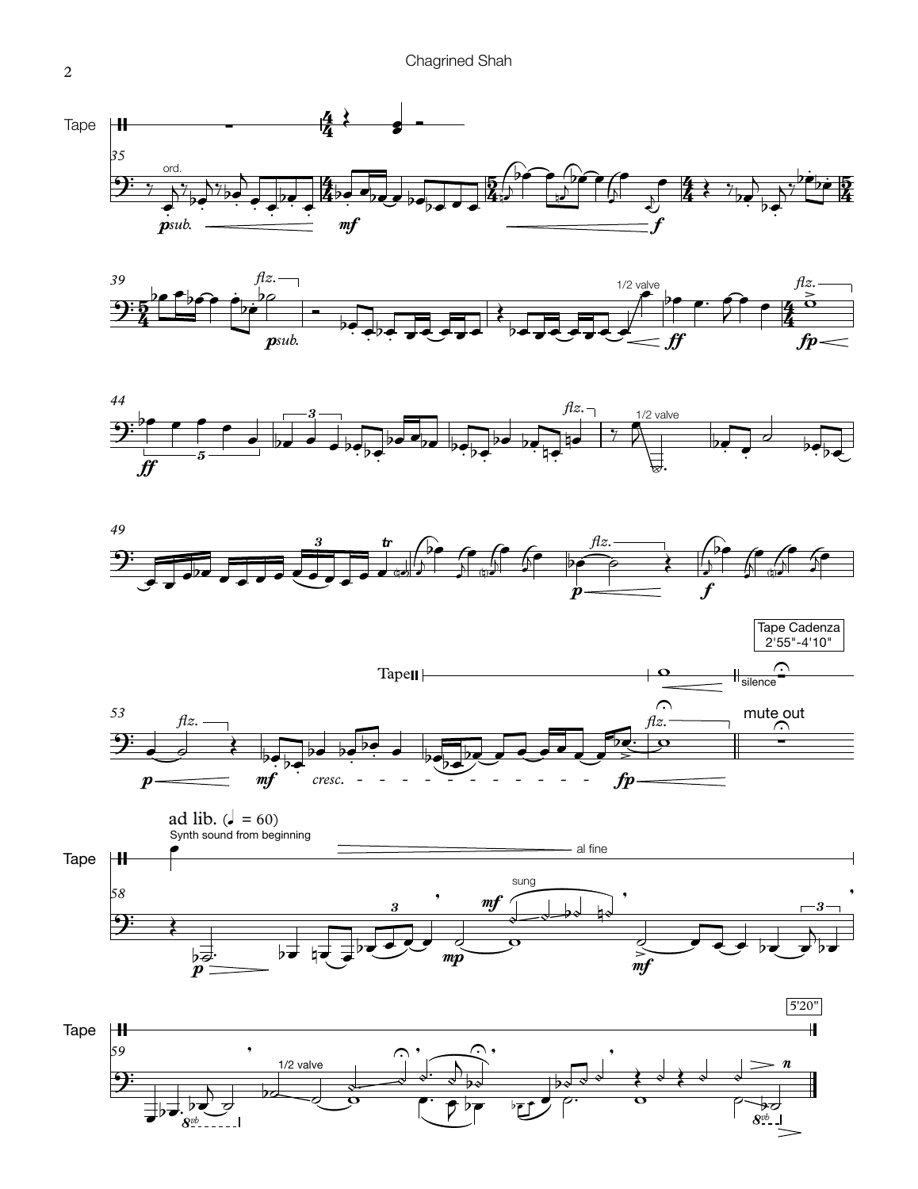Tape

ord.

*psub.* *mf* *f*

*flz.*

*psub.*

1/2 valve

*ff* *fp*

*ff*

*flz.*

1/2 valve

*flz.*

*p* *f*

Tape

Tape Cadenza
2'55"-4'10"

silence

*flz.* *flz.*

mute out

*p* *mf* *cresc.* *fp*

ad lib. (♩ = 60)

Synth sound from beginning

al fine

Tape

sung

*p* *mp* *mf* *mf*

Tape

5'20"

1/2 valve

*n*